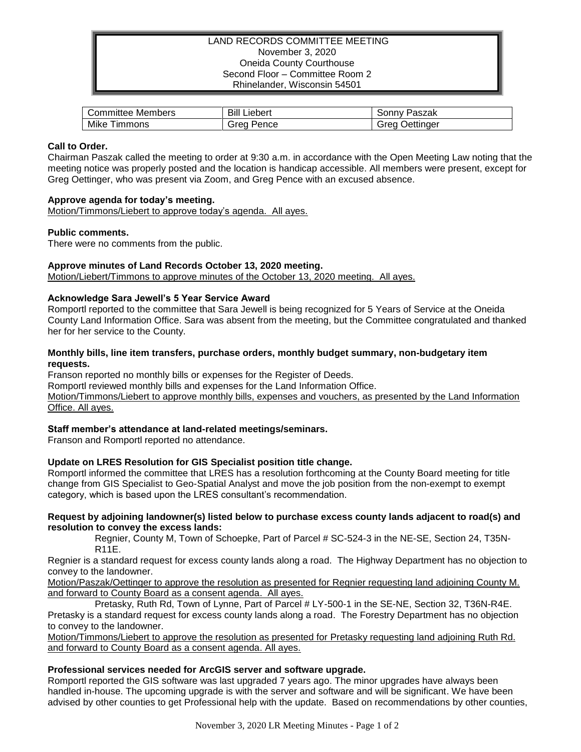LAND RECORDS COMMITTEE MEETING
November 3, 2020
Oneida County Courthouse
Second Floor – Committee Room 2
Rhinelander, Wisconsin 54501

| Committee Members | Bill Liebert | Sonny Paszak |
|---|---|---|
| Mike Timmons | Greg Pence | Greg Oettinger |

**Call to Order.**

Chairman Paszak called the meeting to order at 9:30 a.m. in accordance with the Open Meeting Law noting that the meeting notice was properly posted and the location is handicap accessible. All members were present, except for Greg Oettinger, who was present via Zoom, and Greg Pence with an excused absence.

**Approve agenda for today's meeting.**

Motion/Timmons/Liebert to approve today's agenda. All ayes.

**Public comments.**

There were no comments from the public.

**Approve minutes of Land Records October 13, 2020 meeting.**

Motion/Liebert/Timmons to approve minutes of the October 13, 2020 meeting. All ayes.

**Acknowledge Sara Jewell's 5 Year Service Award**

Romportl reported to the committee that Sara Jewell is being recognized for 5 Years of Service at the Oneida County Land Information Office. Sara was absent from the meeting, but the Committee congratulated and thanked her for her service to the County.

**Monthly bills, line item transfers, purchase orders, monthly budget summary, non-budgetary item requests.**

Franson reported no monthly bills or expenses for the Register of Deeds.

Romportl reviewed monthly bills and expenses for the Land Information Office.

Motion/Timmons/Liebert to approve monthly bills, expenses and vouchers, as presented by the Land Information Office. All ayes.

**Staff member's attendance at land-related meetings/seminars.**

Franson and Romportl reported no attendance.

**Update on LRES Resolution for GIS Specialist position title change.**

Romportl informed the committee that LRES has a resolution forthcoming at the County Board meeting for title change from GIS Specialist to Geo-Spatial Analyst and move the job position from the non-exempt to exempt category, which is based upon the LRES consultant's recommendation.

**Request by adjoining landowner(s) listed below to purchase excess county lands adjacent to road(s) and resolution to convey the excess lands:**

Regnier, County M, Town of Schoepke, Part of Parcel # SC-524-3 in the NE-SE, Section 24, T35N-R11E.

Regnier is a standard request for excess county lands along a road. The Highway Department has no objection to convey to the landowner.

Motion/Paszak/Oettinger to approve the resolution as presented for Regnier requesting land adjoining County M. and forward to County Board as a consent agenda. All ayes.

Pretasky, Ruth Rd, Town of Lynne, Part of Parcel # LY-500-1 in the SE-NE, Section 32, T36N-R4E.

Pretasky is a standard request for excess county lands along a road. The Forestry Department has no objection to convey to the landowner.

Motion/Timmons/Liebert to approve the resolution as presented for Pretasky requesting land adjoining Ruth Rd. and forward to County Board as a consent agenda. All ayes.

**Professional services needed for ArcGIS server and software upgrade.**

Romportl reported the GIS software was last upgraded 7 years ago. The minor upgrades have always been handled in-house. The upcoming upgrade is with the server and software and will be significant. We have been advised by other counties to get Professional help with the update. Based on recommendations by other counties,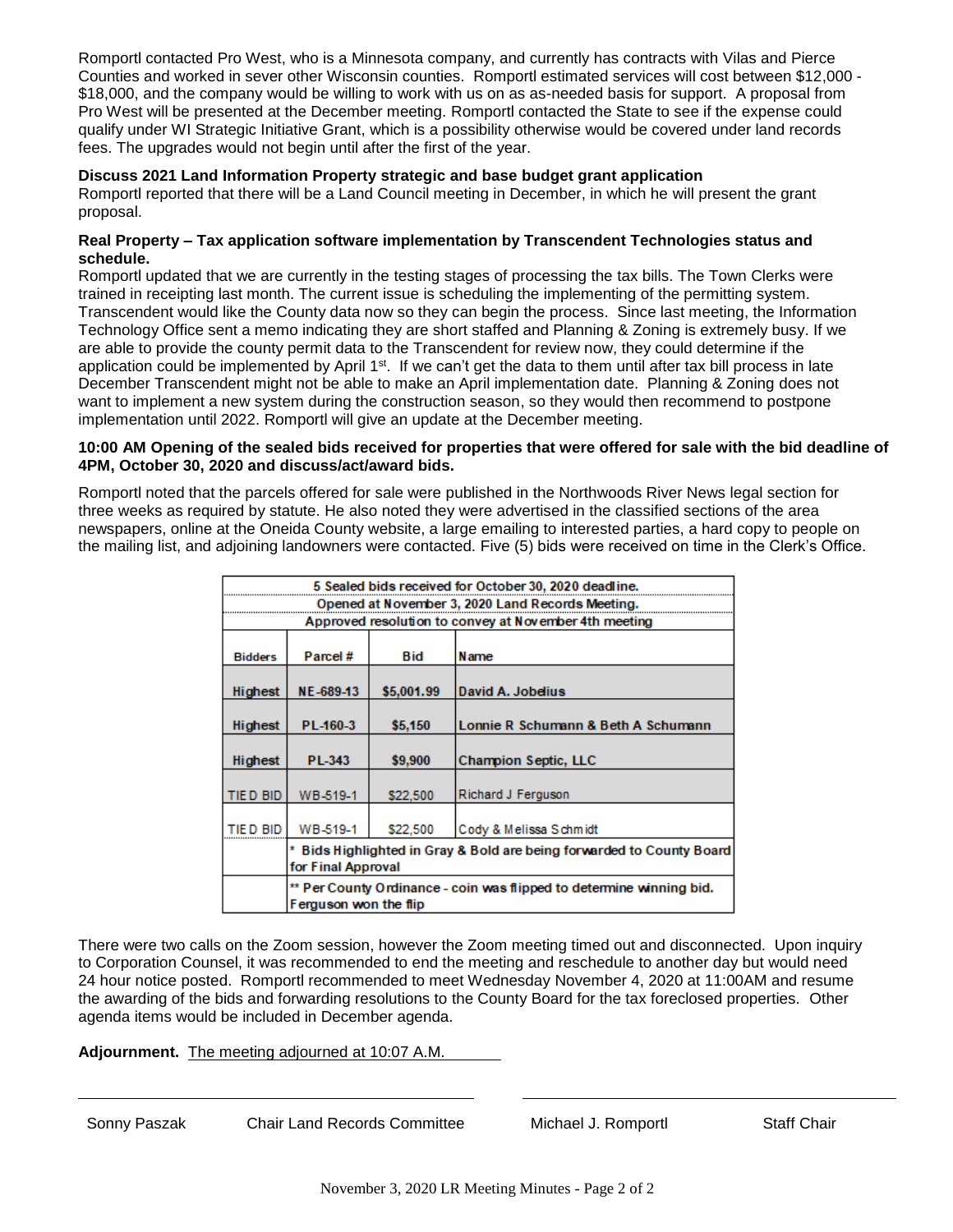Romportl contacted Pro West, who is a Minnesota company, and currently has contracts with Vilas and Pierce Counties and worked in sever other Wisconsin counties. Romportl estimated services will cost between $12,000 - $18,000, and the company would be willing to work with us on as as-needed basis for support. A proposal from Pro West will be presented at the December meeting. Romportl contacted the State to see if the expense could qualify under WI Strategic Initiative Grant, which is a possibility otherwise would be covered under land records fees. The upgrades would not begin until after the first of the year.

**Discuss 2021 Land Information Property strategic and base budget grant application**

Romportl reported that there will be a Land Council meeting in December, in which he will present the grant proposal.

**Real Property – Tax application software implementation by Transcendent Technologies status and schedule.**

Romportl updated that we are currently in the testing stages of processing the tax bills. The Town Clerks were trained in receipting last month. The current issue is scheduling the implementing of the permitting system. Transcendent would like the County data now so they can begin the process. Since last meeting, the Information Technology Office sent a memo indicating they are short staffed and Planning & Zoning is extremely busy. If we are able to provide the county permit data to the Transcendent for review now, they could determine if the application could be implemented by April 1st. If we can't get the data to them until after tax bill process in late December Transcendent might not be able to make an April implementation date. Planning & Zoning does not want to implement a new system during the construction season, so they would then recommend to postpone implementation until 2022. Romportl will give an update at the December meeting.

**10:00 AM Opening of the sealed bids received for properties that were offered for sale with the bid deadline of 4PM, October 30, 2020 and discuss/act/award bids.**

Romportl noted that the parcels offered for sale were published in the Northwoods River News legal section for three weeks as required by statute. He also noted they were advertised in the classified sections of the area newspapers, online at the Oneida County website, a large emailing to interested parties, a hard copy to people on the mailing list, and adjoining landowners were contacted. Five (5) bids were received on time in the Clerk's Office.

| 5 Sealed bids received for October 30, 2020 deadline. Opened at November 3, 2020 Land Records Meeting. Approved resolution to convey at November 4th meeting | | | |
|---|---|---|---|
| **Bidders** | **Parcel #** | **Bid** | **Name** |
| **Highest** | **NE-689-13** | **$5,001.99** | **David A. Jobelius** |
| **Highest** | **PL-160-3** | **$5,150** | **Lonnie R Schumann & Beth A Schumann** |
| **Highest** | **PL-343** | **$9,900** | **Champion Septic, LLC** |
| TIED BID | WB-519-1 | $22,500 | Richard J Ferguson |
| TIED BID | WB-519-1 | $22,500 | Cody & Melissa Schmidt |
| | * Bids Highlighted in Gray & Bold are being forwarded to County Board for Final Approval | | |
| | ** Per County Ordinance - coin was flipped to determine winning bid. Ferguson won the flip | | |

There were two calls on the Zoom session, however the Zoom meeting timed out and disconnected. Upon inquiry to Corporation Counsel, it was recommended to end the meeting and reschedule to another day but would need 24 hour notice posted. Romportl recommended to meet Wednesday November 4, 2020 at 11:00AM and resume the awarding of the bids and forwarding resolutions to the County Board for the tax foreclosed properties. Other agenda items would be included in December agenda.

**Adjournment.** The meeting adjourned at 10:07 A.M.

Sonny Paszak — Chair Land Records Committee

Michael J. Romportl — Staff Chair